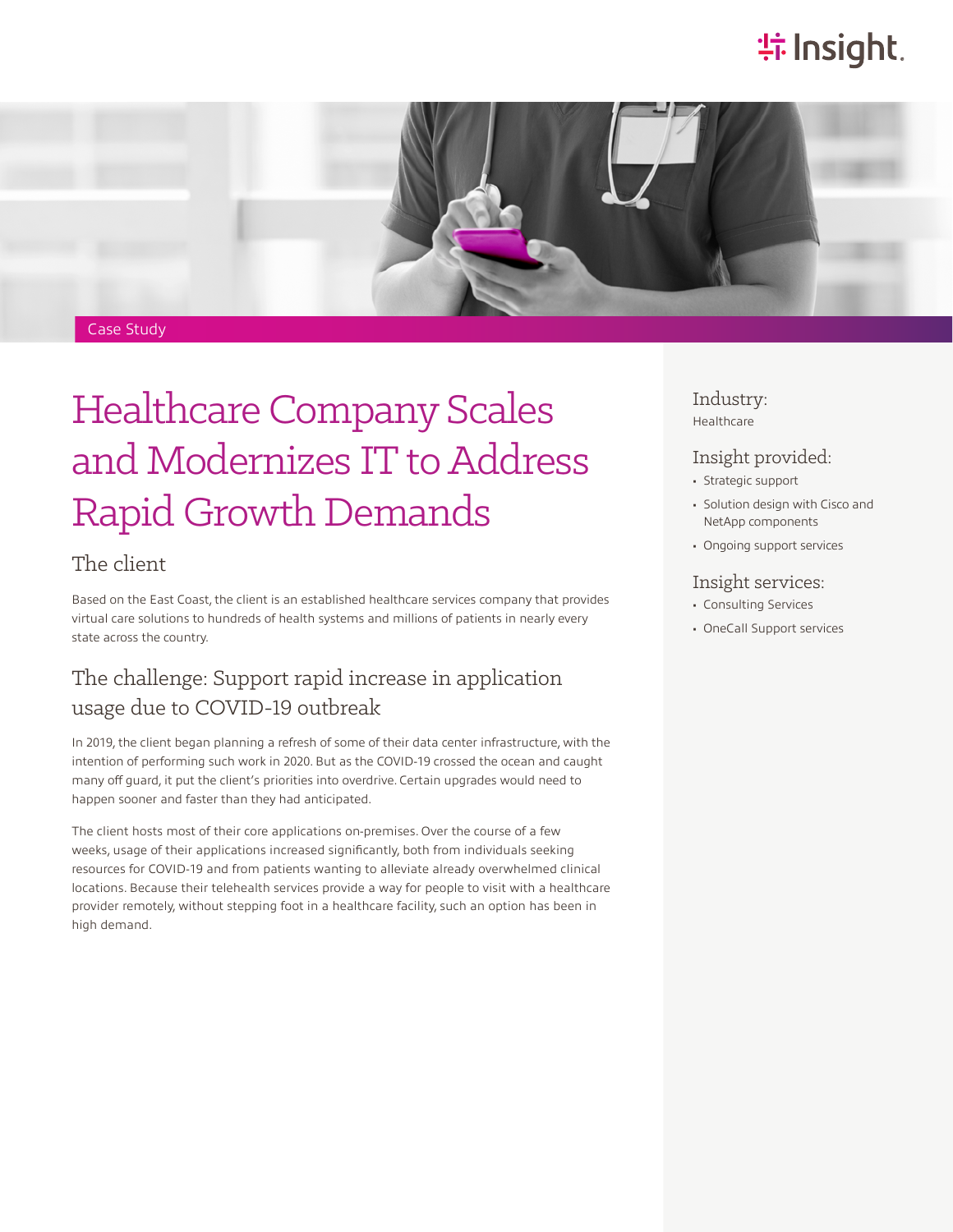Case Study

# Healthcare Company Scales and Modernizes IT to Address Rapid Growth Demands

## The client

Based on the East Coast, the client is an established healthcare services company that provides virtual care solutions to hundreds of health systems and millions of patients in nearly every state across the country.

## The challenge: Support rapid increase in application usage due to COVID-19 outbreak

In 2019, the client began planning a refresh of some of their data center infrastructure, with the intention of performing such work in 2020. But as the COVID-19 crossed the ocean and caught many off guard, it put the client's priorities into overdrive. Certain upgrades would need to happen sooner and faster than they had anticipated.

The client hosts most of their core applications on-premises. Over the course of a few weeks, usage of their applications increased significantly, both from individuals seeking resources for COVID-19 and from patients wanting to alleviate already overwhelmed clinical locations. Because their telehealth services provide a way for people to visit with a healthcare provider remotely, without stepping foot in a healthcare facility, such an option has been in high demand.

### Industry:

Healthcare

### Insight provided:

- Strategic support
- Solution design with Cisco and NetApp components
- Ongoing support services

### Insight services:

- Consulting Services
- OneCall Support services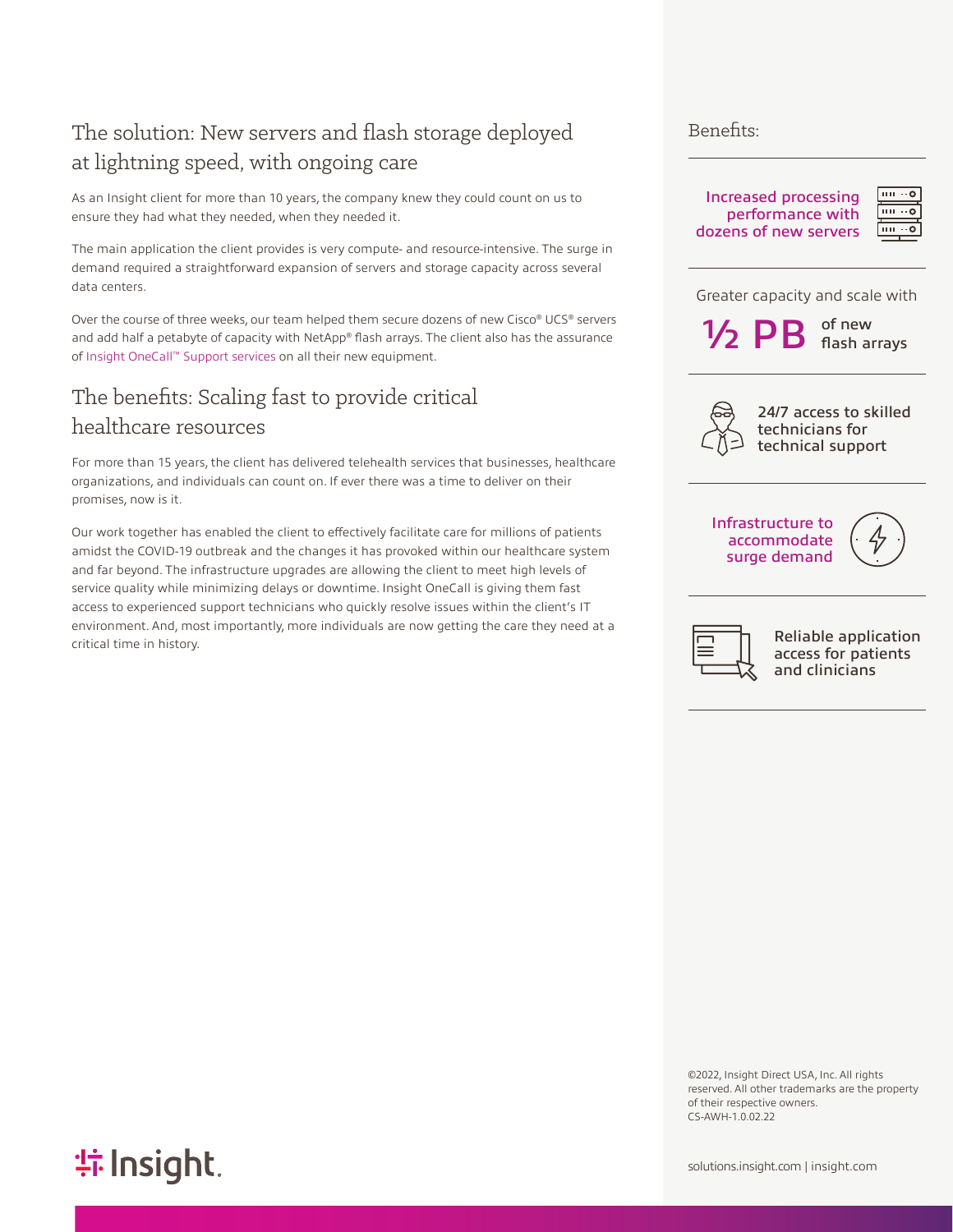## The solution: New servers and flash storage deployed at lightning speed, with ongoing care

As an Insight client for more than 10 years, the company knew they could count on us to ensure they had what they needed, when they needed it.

The main application the client provides is very compute- and resource-intensive. The surge in demand required a straightforward expansion of servers and storage capacity across several data centers.

Over the course of three weeks, our team helped them secure dozens of new Cisco® UCS® servers and add half a petabyte of capacity with NetApp® flash arrays. The client also has the assurance of Insight OneCall™ Support services on all their new equipment.

## The benefits: Scaling fast to provide critical healthcare resources

For more than 15 years, the client has delivered telehealth services that businesses, healthcare organizations, and individuals can count on. If ever there was a time to deliver on their promises, now is it.

Our work together has enabled the client to effectively facilitate care for millions of patients amidst the COVID-19 outbreak and the changes it has provoked within our healthcare system and far beyond. The infrastructure upgrades are allowing the client to meet high levels of service quality while minimizing delays or downtime. Insight OneCall is giving them fast access to experienced support technicians who quickly resolve issues within the client's IT environment. And, most importantly, more individuals are now getting the care they need at a critical time in history.

## Benefits:

Increased processing performance with dozens of new servers

Greater capacity and scale with **½ PB** of new flash arrays

24/7 access to skilled technicians for technical support

Infrastructure to accommodate surge demand

Reliable application access for patients and clinicians

©2022, Insight Direct USA, Inc. All rights reserved. All other trademarks are the property of their respective owners.
CS-AWH-1.0.02.22

solutions.insight.com | insight.com